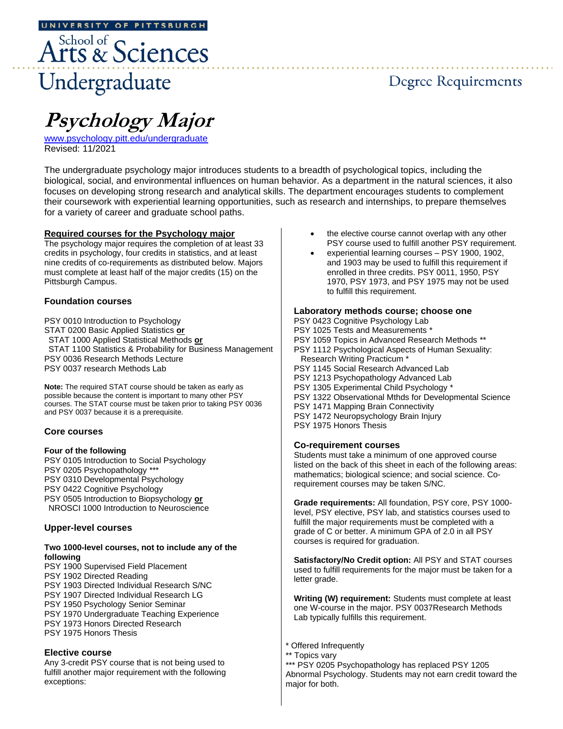UNIVERSITY OF PITTSBURGH

School of Arts & Sciences

Undergraduate

Degree Requirements

# *Psychology Major*

www.psychology.pitt.edu/undergraduate
Revised: 11/2021

The undergraduate psychology major introduces students to a breadth of psychological topics, including the biological, social, and environmental influences on human behavior. As a department in the natural sciences, it also focuses on developing strong research and analytical skills. The department encourages students to complement their coursework with experiential learning opportunities, such as research and internships, to prepare themselves for a variety of career and graduate school paths.

## Required courses for the Psychology major

The psychology major requires the completion of at least 33 credits in psychology, four credits in statistics, and at least nine credits of co-requirements as distributed below. Majors must complete at least half of the major credits (15) on the Pittsburgh Campus.

### Foundation courses

PSY 0010 Introduction to Psychology
STAT 0200 Basic Applied Statistics **or**
STAT 1000 Applied Statistical Methods **or**
STAT 1100 Statistics & Probability for Business Management
PSY 0036 Research Methods Lecture
PSY 0037 research Methods Lab

**Note:** The required STAT course should be taken as early as possible because the content is important to many other PSY courses. The STAT course must be taken prior to taking PSY 0036 and PSY 0037 because it is a prerequisite.

### Core courses

**Four of the following**

PSY 0105 Introduction to Social Psychology
PSY 0205 Psychopathology ***
PSY 0310 Developmental Psychology
PSY 0422 Cognitive Psychology
PSY 0505 Introduction to Biopsychology **or**
NROSCI 1000 Introduction to Neuroscience

### Upper-level courses

**Two 1000-level courses, not to include any of the following**

PSY 1900 Supervised Field Placement
PSY 1902 Directed Reading
PSY 1903 Directed Individual Research S/NC
PSY 1907 Directed Individual Research LG
PSY 1950 Psychology Senior Seminar
PSY 1970 Undergraduate Teaching Experience
PSY 1973 Honors Directed Research
PSY 1975 Honors Thesis

### Elective course

Any 3-credit PSY course that is not being used to fulfill another major requirement with the following exceptions:

- the elective course cannot overlap with any other PSY course used to fulfill another PSY requirement.
- experiential learning courses – PSY 1900, 1902, and 1903 may be used to fulfill this requirement if enrolled in three credits. PSY 0011, 1950, PSY 1970, PSY 1973, and PSY 1975 may not be used to fulfill this requirement.

### Laboratory methods course; choose one

PSY 0423 Cognitive Psychology Lab
PSY 1025 Tests and Measurements *
PSY 1059 Topics in Advanced Research Methods **
PSY 1112 Psychological Aspects of Human Sexuality: Research Writing Practicum *
PSY 1145 Social Research Advanced Lab
PSY 1213 Psychopathology Advanced Lab
PSY 1305 Experimental Child Psychology *
PSY 1322 Observational Mthds for Developmental Science
PSY 1471 Mapping Brain Connectivity
PSY 1472 Neuropsychology Brain Injury
PSY 1975 Honors Thesis

### Co-requirement courses

Students must take a minimum of one approved course listed on the back of this sheet in each of the following areas: mathematics; biological science; and social science. Co-requirement courses may be taken S/NC.

**Grade requirements:** All foundation, PSY core, PSY 1000-level, PSY elective, PSY lab, and statistics courses used to fulfill the major requirements must be completed with a grade of C or better. A minimum GPA of 2.0 in all PSY courses is required for graduation.

**Satisfactory/No Credit option:** All PSY and STAT courses used to fulfill requirements for the major must be taken for a letter grade.

**Writing (W) requirement:** Students must complete at least one W-course in the major. PSY 0037Research Methods Lab typically fulfills this requirement.

* Offered Infrequently
** Topics vary
*** PSY 0205 Psychopathology has replaced PSY 1205 Abnormal Psychology. Students may not earn credit toward the major for both.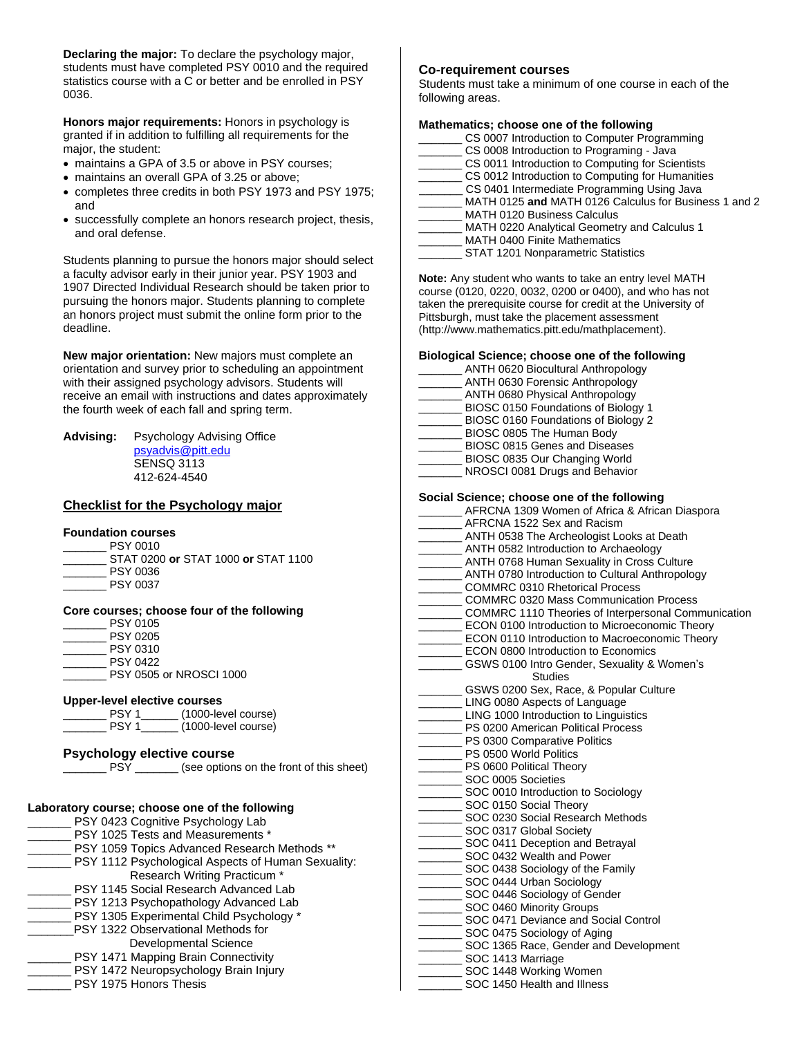**Declaring the major:** To declare the psychology major, students must have completed PSY 0010 and the required statistics course with a C or better and be enrolled in PSY 0036.

**Honors major requirements:** Honors in psychology is granted if in addition to fulfilling all requirements for the major, the student:

- maintains a GPA of 3.5 or above in PSY courses;
- maintains an overall GPA of 3.25 or above;
- completes three credits in both PSY 1973 and PSY 1975; and
- successfully complete an honors research project, thesis, and oral defense.

Students planning to pursue the honors major should select a faculty advisor early in their junior year. PSY 1903 and 1907 Directed Individual Research should be taken prior to pursuing the honors major. Students planning to complete an honors project must submit the online form prior to the deadline.

**New major orientation:** New majors must complete an orientation and survey prior to scheduling an appointment with their assigned psychology advisors. Students will receive an email with instructions and dates approximately the fourth week of each fall and spring term.

**Advising:** Psychology Advising Office
psyadvis@pitt.edu
SENSQ 3113
412-624-4540

## Checklist for the Psychology major

### Foundation courses

_______ PSY 0010
_______ STAT 0200 **or** STAT 1000 **or** STAT 1100
_______ PSY 0036
_______ PSY 0037

### Core courses; choose four of the following

_______ PSY 0105
_______ PSY 0205
_______ PSY 0310
_______ PSY 0422
_______ PSY 0505 or NROSCI 1000

### Upper-level elective courses

_______ PSY 1______ (1000-level course)
_______ PSY 1______ (1000-level course)

### Psychology elective course

_______ PSY _______ (see options on the front of this sheet)

### Laboratory course; choose one of the following

_______ PSY 0423 Cognitive Psychology Lab
_______ PSY 1025 Tests and Measurements *
_______ PSY 1059 Topics Advanced Research Methods **
_______ PSY 1112 Psychological Aspects of Human Sexuality: Research Writing Practicum *
_______ PSY 1145 Social Research Advanced Lab
_______ PSY 1213 Psychopathology Advanced Lab
_______ PSY 1305 Experimental Child Psychology *
_______ PSY 1322 Observational Methods for Developmental Science
_______ PSY 1471 Mapping Brain Connectivity
_______ PSY 1472 Neuropsychology Brain Injury
_______ PSY 1975 Honors Thesis

## Co-requirement courses

Students must take a minimum of one course in each of the following areas.

### Mathematics; choose one of the following

_______ CS 0007 Introduction to Computer Programming
_______ CS 0008 Introduction to Programing - Java
_______ CS 0011 Introduction to Computing for Scientists
_______ CS 0012 Introduction to Computing for Humanities
_______ CS 0401 Intermediate Programming Using Java
_______ MATH 0125 **and** MATH 0126 Calculus for Business 1 and 2
_______ MATH 0120 Business Calculus
_______ MATH 0220 Analytical Geometry and Calculus 1
_______ MATH 0400 Finite Mathematics
_______ STAT 1201 Nonparametric Statistics

**Note:** Any student who wants to take an entry level MATH course (0120, 0220, 0032, 0200 or 0400), and who has not taken the prerequisite course for credit at the University of Pittsburgh, must take the placement assessment (http://www.mathematics.pitt.edu/mathplacement).

### Biological Science; choose one of the following

_______ ANTH 0620 Biocultural Anthropology
_______ ANTH 0630 Forensic Anthropology
_______ ANTH 0680 Physical Anthropology
_______ BIOSC 0150 Foundations of Biology 1
_______ BIOSC 0160 Foundations of Biology 2
_______ BIOSC 0805 The Human Body
_______ BIOSC 0815 Genes and Diseases
_______ BIOSC 0835 Our Changing World
_______ NROSCI 0081 Drugs and Behavior

### Social Science; choose one of the following

_______ AFRCNA 1309 Women of Africa & African Diaspora
_______ AFRCNA 1522 Sex and Racism
_______ ANTH 0538 The Archeologist Looks at Death
_______ ANTH 0582 Introduction to Archaeology
_______ ANTH 0768 Human Sexuality in Cross Culture
_______ ANTH 0780 Introduction to Cultural Anthropology
_______ COMMRC 0310 Rhetorical Process
_______ COMMRC 0320 Mass Communication Process
_______ COMMRC 1110 Theories of Interpersonal Communication
_______ ECON 0100 Introduction to Microeconomic Theory
_______ ECON 0110 Introduction to Macroeconomic Theory
_______ ECON 0800 Introduction to Economics
_______ GSWS 0100 Intro Gender, Sexuality & Women's Studies
_______ GSWS 0200 Sex, Race, & Popular Culture
_______ LING 0080 Aspects of Language
_______ LING 1000 Introduction to Linguistics
_______ PS 0200 American Political Process
_______ PS 0300 Comparative Politics
_______ PS 0500 World Politics
_______ PS 0600 Political Theory
_______ SOC 0005 Societies
_______ SOC 0010 Introduction to Sociology
_______ SOC 0150 Social Theory
_______ SOC 0230 Social Research Methods
_______ SOC 0317 Global Society
_______ SOC 0411 Deception and Betrayal
_______ SOC 0432 Wealth and Power
_______ SOC 0438 Sociology of the Family
_______ SOC 0444 Urban Sociology
_______ SOC 0446 Sociology of Gender
_______ SOC 0460 Minority Groups
_______ SOC 0471 Deviance and Social Control
_______ SOC 0475 Sociology of Aging
_______ SOC 1365 Race, Gender and Development
_______ SOC 1413 Marriage
_______ SOC 1448 Working Women
_______ SOC 1450 Health and Illness